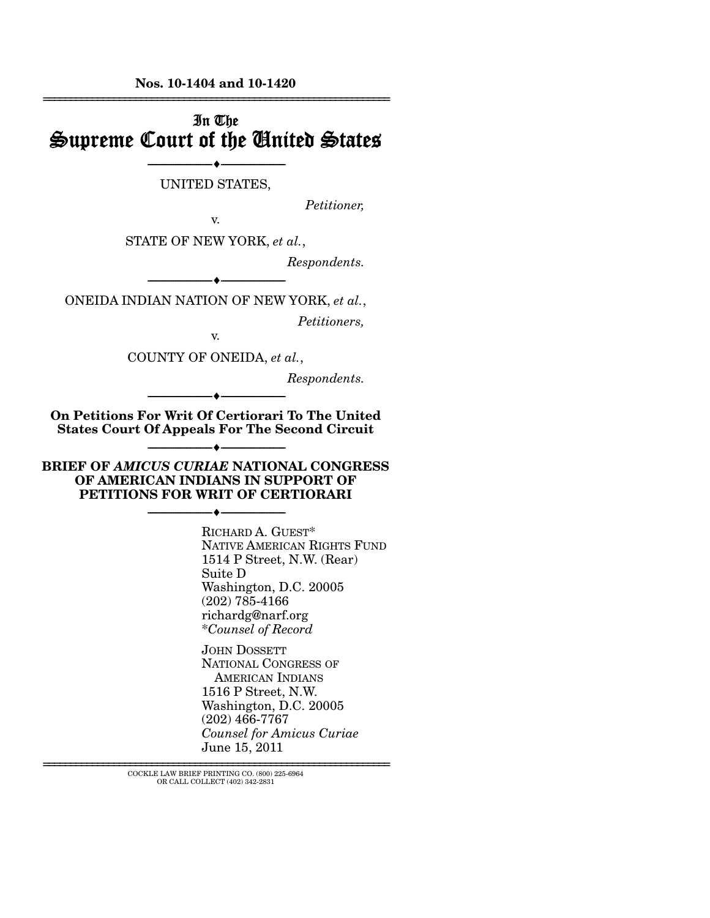**Nos. 10-1404 and 10-1420**

---

# In The Supreme Court of the United States

---

UNITED STATES,

*Petitioner,*

v.

STATE OF NEW YORK, *et al.*,

*Respondents.*

---

ONEIDA INDIAN NATION OF NEW YORK, *et al.*,

*Petitioners,*

v.

COUNTY OF ONEIDA, *et al.*,

*Respondents.*

---

**On Petitions For Writ Of Certiorari To The United States Court Of Appeals For The Second Circuit**

---

**BRIEF OF *AMICUS CURIAE* NATIONAL CONGRESS OF AMERICAN INDIANS IN SUPPORT OF PETITIONS FOR WRIT OF CERTIORARI**

---

RICHARD A. GUEST*
NATIVE AMERICAN RIGHTS FUND
1514 P Street, N.W. (Rear)
Suite D
Washington, D.C. 20005
(202) 785-4166
richardg@narf.org
*\*Counsel of Record*

JOHN DOSSETT
NATIONAL CONGRESS OF AMERICAN INDIANS
1516 P Street, N.W.
Washington, D.C. 20005
(202) 466-7767
*Counsel for Amicus Curiae*
June 15, 2011

---

COCKLE LAW BRIEF PRINTING CO. (800) 225-6964
OR CALL COLLECT (402) 342-2831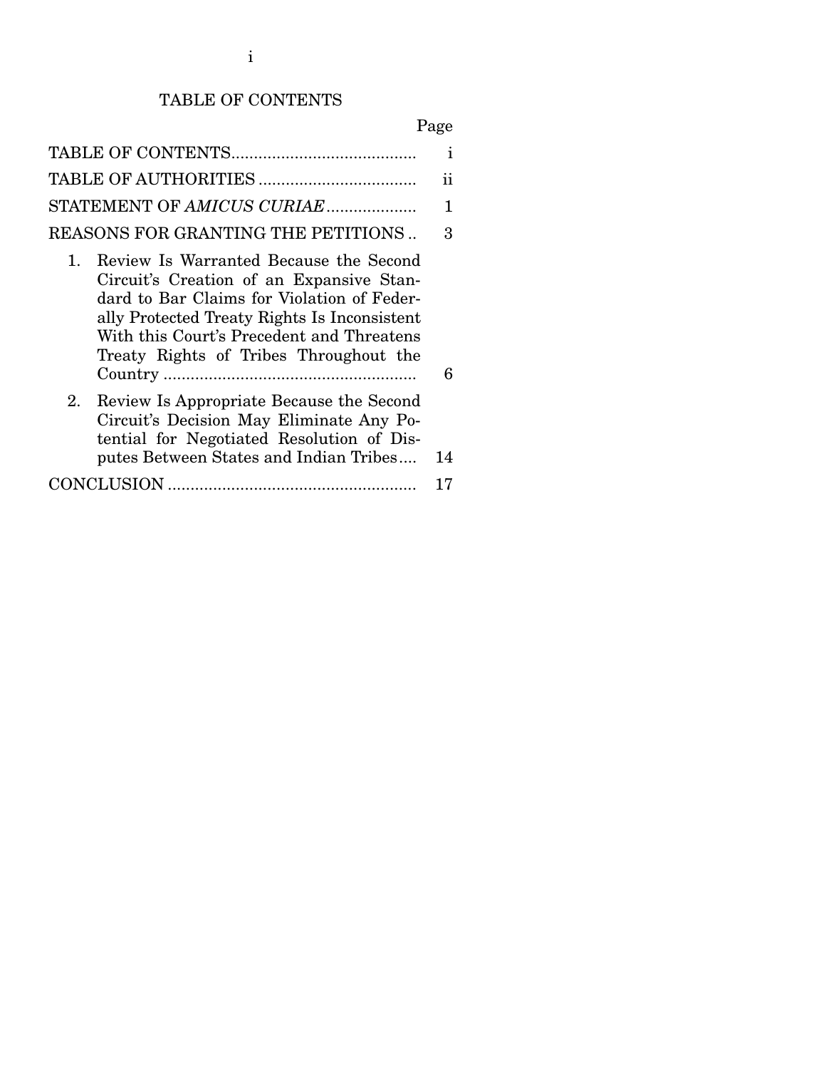# TABLE OF CONTENTS

| | Page |
|---|---|
| TABLE OF CONTENTS | i |
| TABLE OF AUTHORITIES | ii |
| STATEMENT OF *AMICUS CURIAE* | 1 |
| REASONS FOR GRANTING THE PETITIONS | 3 |
| 1. Review Is Warranted Because the Second Circuit's Creation of an Expansive Standard to Bar Claims for Violation of Federally Protected Treaty Rights Is Inconsistent With this Court's Precedent and Threatens Treaty Rights of Tribes Throughout the Country | 6 |
| 2. Review Is Appropriate Because the Second Circuit's Decision May Eliminate Any Potential for Negotiated Resolution of Disputes Between States and Indian Tribes | 14 |
| CONCLUSION | 17 |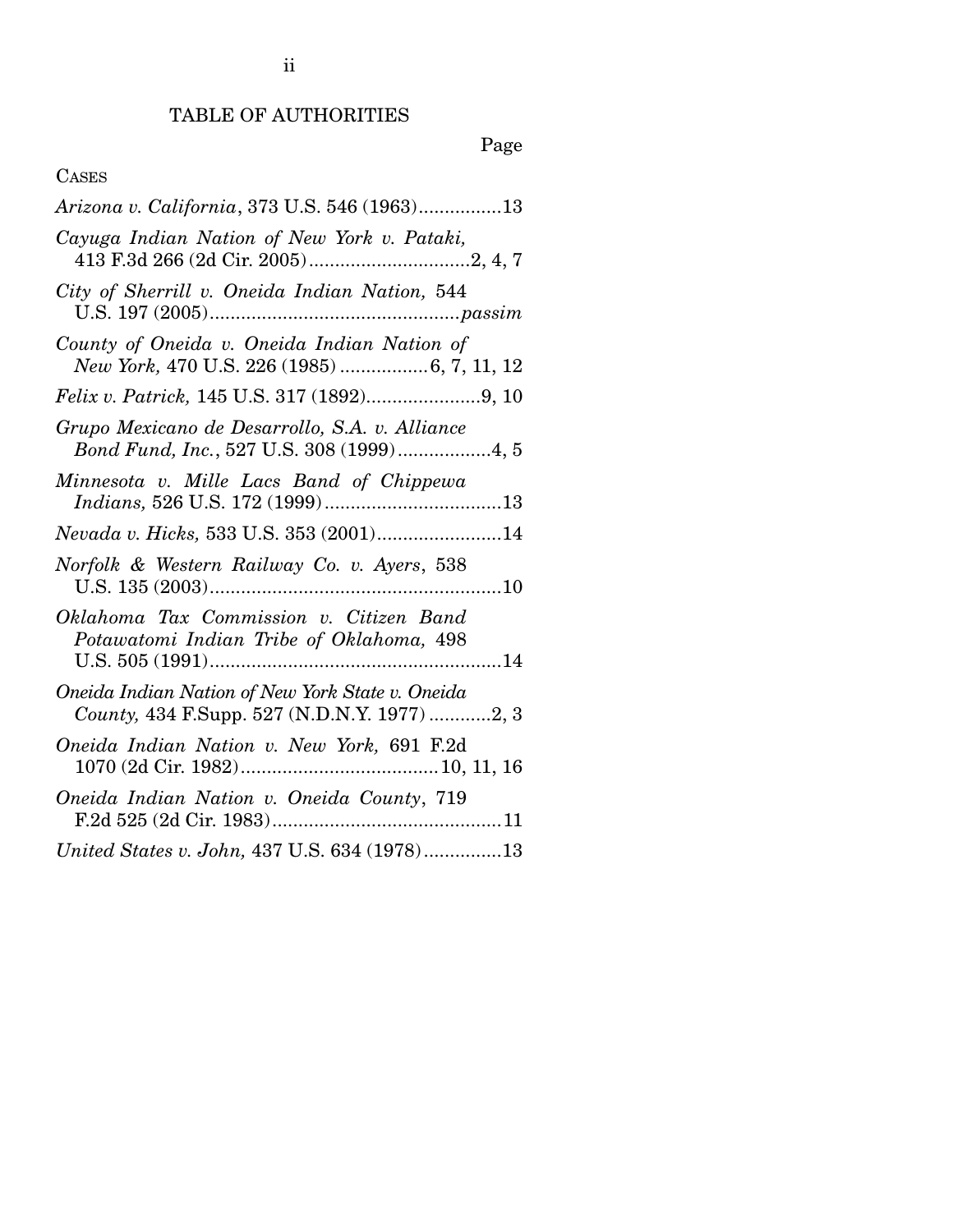# TABLE OF AUTHORITIES

Page

CASES

*Arizona v. California*, 373 U.S. 546 (1963)................13

*Cayuga Indian Nation of New York v. Pataki,* 413 F.3d 266 (2d Cir. 2005)...............................2, 4, 7

*City of Sherrill v. Oneida Indian Nation,* 544 U.S. 197 (2005)................................................*passim*

*County of Oneida v. Oneida Indian Nation of New York,* 470 U.S. 226 (1985) .................6, 7, 11, 12

*Felix v. Patrick,* 145 U.S. 317 (1892)......................9, 10

*Grupo Mexicano de Desarrollo, S.A. v. Alliance Bond Fund, Inc.*, 527 U.S. 308 (1999)..................4, 5

*Minnesota v. Mille Lacs Band of Chippewa Indians,* 526 U.S. 172 (1999)..................................13

*Nevada v. Hicks,* 533 U.S. 353 (2001)........................14

*Norfolk & Western Railway Co. v. Ayers*, 538 U.S. 135 (2003)........................................................10

*Oklahoma Tax Commission v. Citizen Band Potawatomi Indian Tribe of Oklahoma,* 498 U.S. 505 (1991)........................................................14

*Oneida Indian Nation of New York State v. Oneida County,* 434 F.Supp. 527 (N.D.N.Y. 1977) ............2, 3

*Oneida Indian Nation v. New York,* 691 F.2d 1070 (2d Cir. 1982)......................................10, 11, 16

*Oneida Indian Nation v. Oneida County*, 719 F.2d 525 (2d Cir. 1983)............................................11

*United States v. John,* 437 U.S. 634 (1978)...............13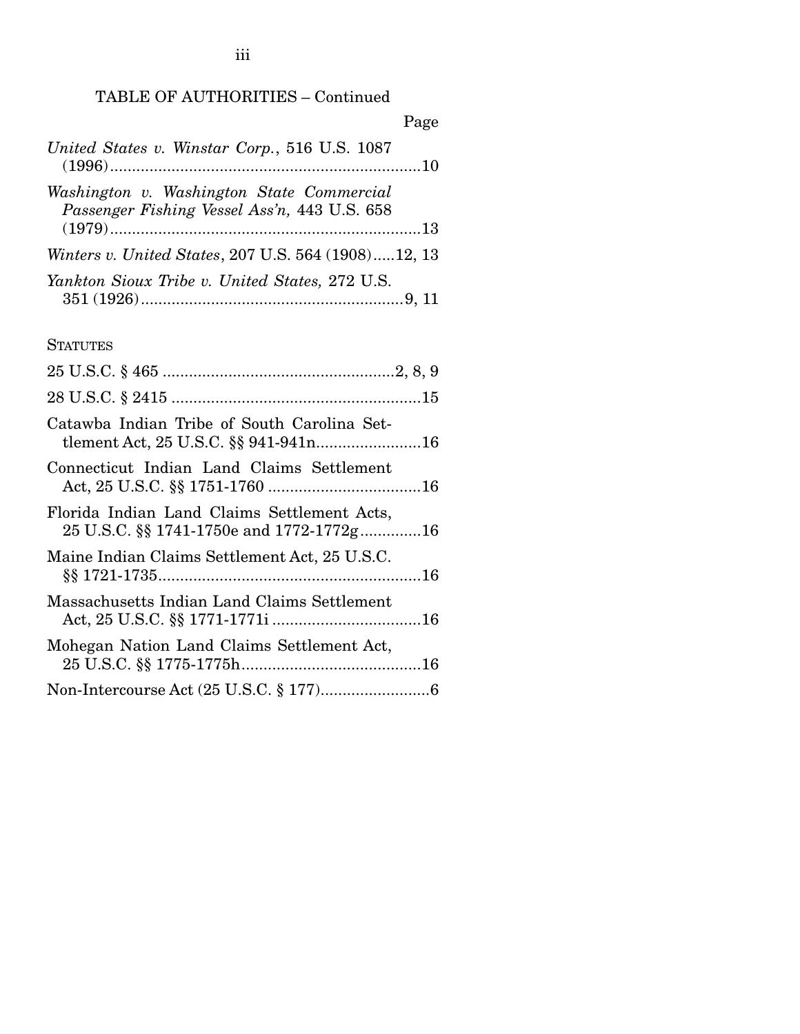TABLE OF AUTHORITIES – Continued

Page

*United States v. Winstar Corp.*, 516 U.S. 1087 (1996) ........ 10

*Washington v. Washington State Commercial Passenger Fishing Vessel Ass'n,* 443 U.S. 658 (1979) ........ 13

*Winters v. United States*, 207 U.S. 564 (1908) ..... 12, 13

*Yankton Sioux Tribe v. United States,* 272 U.S. 351 (1926) ........ 9, 11

STATUTES

25 U.S.C. § 465 ........ 2, 8, 9

28 U.S.C. § 2415 ........ 15

Catawba Indian Tribe of South Carolina Settlement Act, 25 U.S.C. §§ 941-941n ........ 16

Connecticut Indian Land Claims Settlement Act, 25 U.S.C. §§ 1751-1760 ........ 16

Florida Indian Land Claims Settlement Acts, 25 U.S.C. §§ 1741-1750e and 1772-1772g ........ 16

Maine Indian Claims Settlement Act, 25 U.S.C. §§ 1721-1735 ........ 16

Massachusetts Indian Land Claims Settlement Act, 25 U.S.C. §§ 1771-1771i ........ 16

Mohegan Nation Land Claims Settlement Act, 25 U.S.C. §§ 1775-1775h ........ 16

Non-Intercourse Act (25 U.S.C. § 177) ........ 6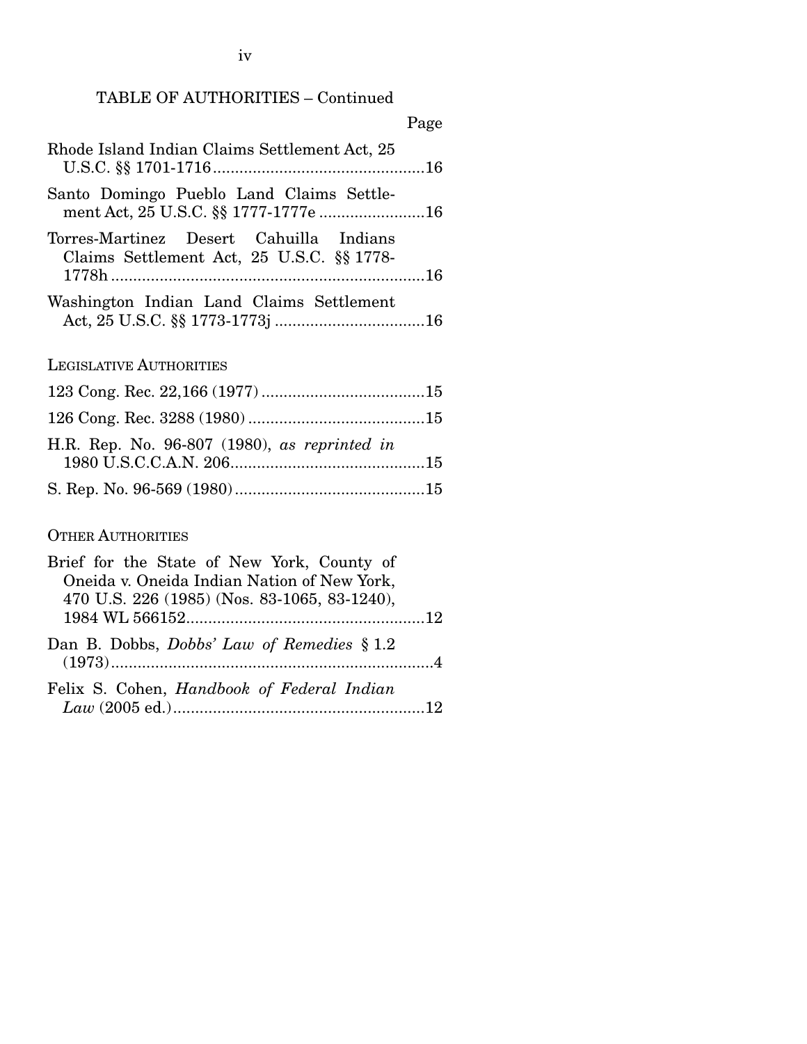TABLE OF AUTHORITIES – Continued

Page

Rhode Island Indian Claims Settlement Act, 25 U.S.C. §§ 1701-1716 ................................................16

Santo Domingo Pueblo Land Claims Settlement Act, 25 U.S.C. §§ 1777-1777e ........................16

Torres-Martinez Desert Cahuilla Indians Claims Settlement Act, 25 U.S.C. §§ 1778-1778h .......................................................................16

Washington Indian Land Claims Settlement Act, 25 U.S.C. §§ 1773-1773j ..................................16

LEGISLATIVE AUTHORITIES

123 Cong. Rec. 22,166 (1977) .....................................15

126 Cong. Rec. 3288 (1980) ........................................15

H.R. Rep. No. 96-807 (1980), *as reprinted in* 1980 U.S.C.C.A.N. 206............................................15

S. Rep. No. 96-569 (1980)...........................................15

OTHER AUTHORITIES

Brief for the State of New York, County of Oneida v. Oneida Indian Nation of New York, 470 U.S. 226 (1985) (Nos. 83-1065, 83-1240), 1984 WL 566152......................................................12

Dan B. Dobbs, *Dobbs' Law of Remedies* § 1.2 (1973).........................................................................4

Felix S. Cohen, *Handbook of Federal Indian Law* (2005 ed.).........................................................12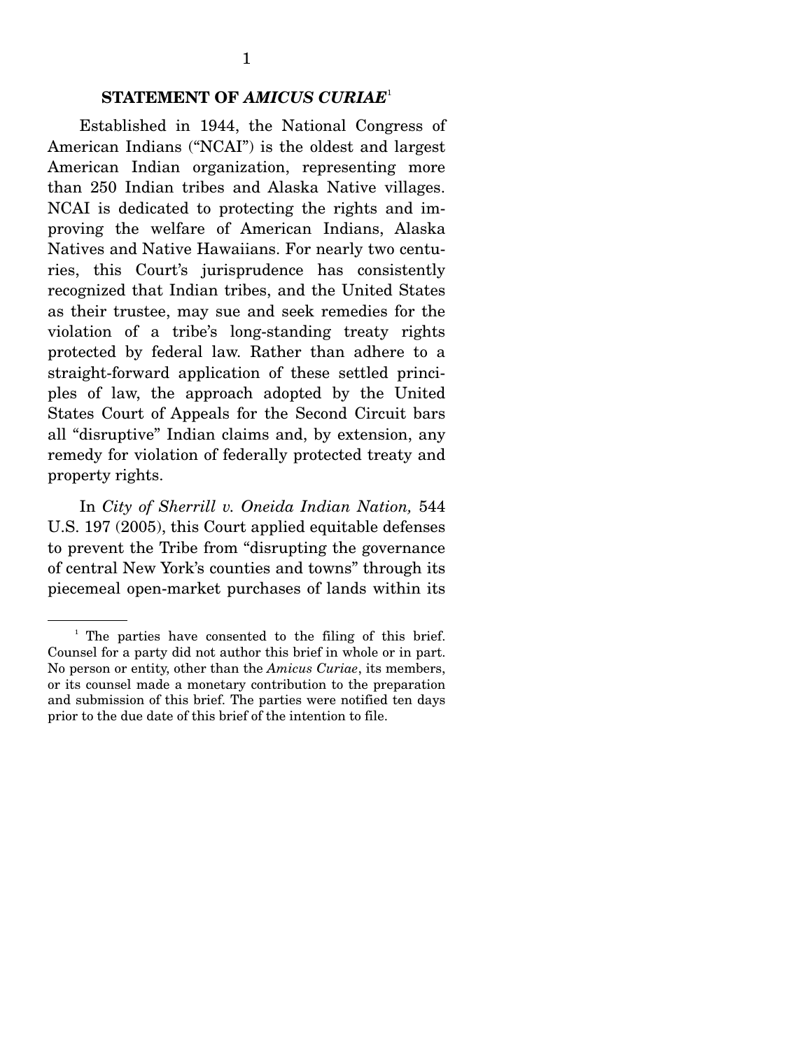## STATEMENT OF *AMICUS CURIAE*[1]

Established in 1944, the National Congress of American Indians ("NCAI") is the oldest and largest American Indian organization, representing more than 250 Indian tribes and Alaska Native villages. NCAI is dedicated to protecting the rights and improving the welfare of American Indians, Alaska Natives and Native Hawaiians. For nearly two centuries, this Court's jurisprudence has consistently recognized that Indian tribes, and the United States as their trustee, may sue and seek remedies for the violation of a tribe's long-standing treaty rights protected by federal law. Rather than adhere to a straight-forward application of these settled principles of law, the approach adopted by the United States Court of Appeals for the Second Circuit bars all "disruptive" Indian claims and, by extension, any remedy for violation of federally protected treaty and property rights.

In *City of Sherrill v. Oneida Indian Nation,* 544 U.S. 197 (2005), this Court applied equitable defenses to prevent the Tribe from "disrupting the governance of central New York's counties and towns" through its piecemeal open-market purchases of lands within its

---

[1] The parties have consented to the filing of this brief. Counsel for a party did not author this brief in whole or in part. No person or entity, other than the *Amicus Curiae*, its members, or its counsel made a monetary contribution to the preparation and submission of this brief. The parties were notified ten days prior to the due date of this brief of the intention to file.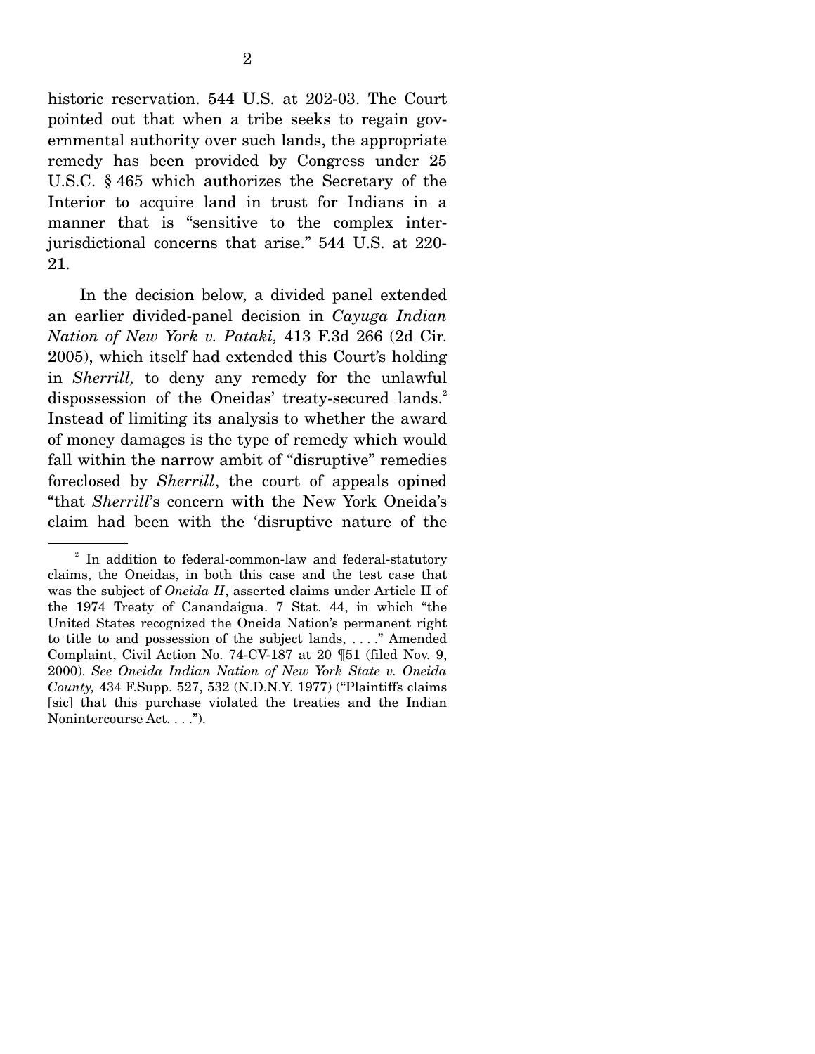historic reservation. 544 U.S. at 202-03. The Court pointed out that when a tribe seeks to regain governmental authority over such lands, the appropriate remedy has been provided by Congress under 25 U.S.C. § 465 which authorizes the Secretary of the Interior to acquire land in trust for Indians in a manner that is "sensitive to the complex inter-jurisdictional concerns that arise." 544 U.S. at 220-21.

In the decision below, a divided panel extended an earlier divided-panel decision in *Cayuga Indian Nation of New York v. Pataki,* 413 F.3d 266 (2d Cir. 2005), which itself had extended this Court's holding in *Sherrill,* to deny any remedy for the unlawful dispossession of the Oneidas' treaty-secured lands.[2] Instead of limiting its analysis to whether the award of money damages is the type of remedy which would fall within the narrow ambit of "disruptive" remedies foreclosed by *Sherrill*, the court of appeals opined "that *Sherrill*'s concern with the New York Oneida's claim had been with the 'disruptive nature of the

---

[2] In addition to federal-common-law and federal-statutory claims, the Oneidas, in both this case and the test case that was the subject of *Oneida II*, asserted claims under Article II of the 1974 Treaty of Canandaigua. 7 Stat. 44, in which "the United States recognized the Oneida Nation's permanent right to title to and possession of the subject lands, . . . ." Amended Complaint, Civil Action No. 74-CV-187 at 20 ¶51 (filed Nov. 9, 2000). *See Oneida Indian Nation of New York State v. Oneida County,* 434 F.Supp. 527, 532 (N.D.N.Y. 1977) ("Plaintiffs claims [sic] that this purchase violated the treaties and the Indian Nonintercourse Act. . . .").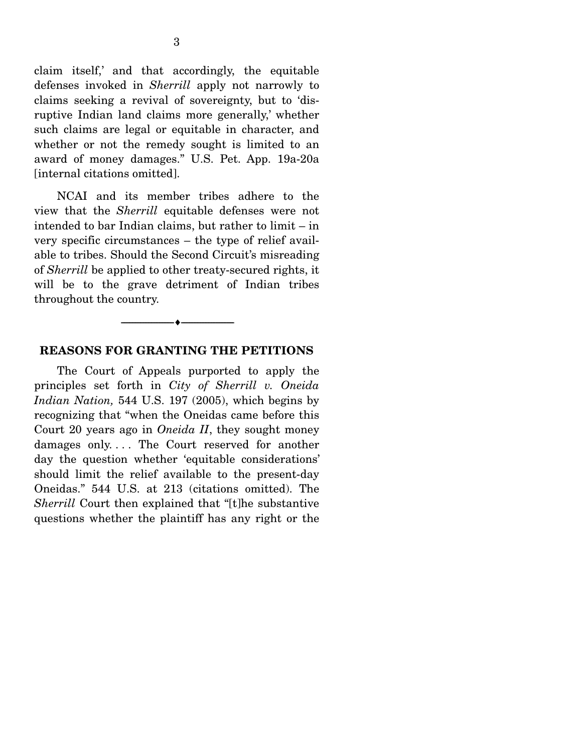claim itself,' and that accordingly, the equitable defenses invoked in *Sherrill* apply not narrowly to claims seeking a revival of sovereignty, but to 'disruptive Indian land claims more generally,' whether such claims are legal or equitable in character, and whether or not the remedy sought is limited to an award of money damages." U.S. Pet. App. 19a-20a [internal citations omitted].

NCAI and its member tribes adhere to the view that the *Sherrill* equitable defenses were not intended to bar Indian claims, but rather to limit – in very specific circumstances – the type of relief available to tribes. Should the Second Circuit's misreading of *Sherrill* be applied to other treaty-secured rights, it will be to the grave detriment of Indian tribes throughout the country.

---

## REASONS FOR GRANTING THE PETITIONS

The Court of Appeals purported to apply the principles set forth in *City of Sherrill v. Oneida Indian Nation,* 544 U.S. 197 (2005), which begins by recognizing that "when the Oneidas came before this Court 20 years ago in *Oneida II*, they sought money damages only. . . . The Court reserved for another day the question whether 'equitable considerations' should limit the relief available to the present-day Oneidas." 544 U.S. at 213 (citations omitted). The *Sherrill* Court then explained that "[t]he substantive questions whether the plaintiff has any right or the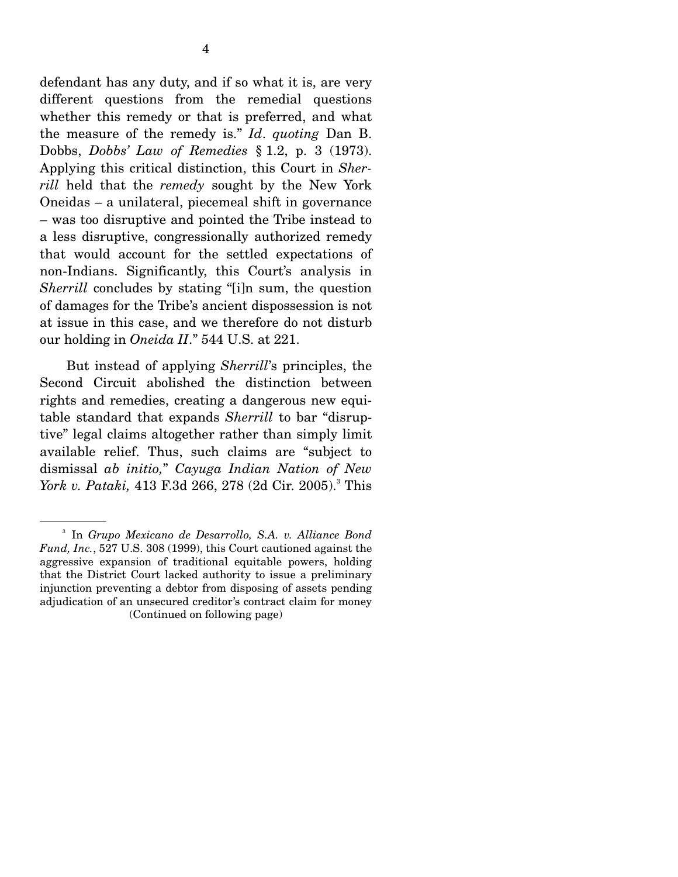defendant has any duty, and if so what it is, are very different questions from the remedial questions whether this remedy or that is preferred, and what the measure of the remedy is." *Id*. *quoting* Dan B. Dobbs, *Dobbs' Law of Remedies* § 1.2, p. 3 (1973). Applying this critical distinction, this Court in *Sherrill* held that the *remedy* sought by the New York Oneidas – a unilateral, piecemeal shift in governance – was too disruptive and pointed the Tribe instead to a less disruptive, congressionally authorized remedy that would account for the settled expectations of non-Indians. Significantly, this Court's analysis in *Sherrill* concludes by stating "[i]n sum, the question of damages for the Tribe's ancient dispossession is not at issue in this case, and we therefore do not disturb our holding in *Oneida II*." 544 U.S. at 221.

But instead of applying *Sherrill*'s principles, the Second Circuit abolished the distinction between rights and remedies, creating a dangerous new equitable standard that expands *Sherrill* to bar "disruptive" legal claims altogether rather than simply limit available relief. Thus, such claims are "subject to dismissal *ab initio*," *Cayuga Indian Nation of New York v. Pataki,* 413 F.3d 266, 278 (2d Cir. 2005).[3] This

---

[3] In *Grupo Mexicano de Desarrollo, S.A. v. Alliance Bond Fund, Inc.*, 527 U.S. 308 (1999), this Court cautioned against the aggressive expansion of traditional equitable powers, holding that the District Court lacked authority to issue a preliminary injunction preventing a debtor from disposing of assets pending adjudication of an unsecured creditor's contract claim for money

(Continued on following page)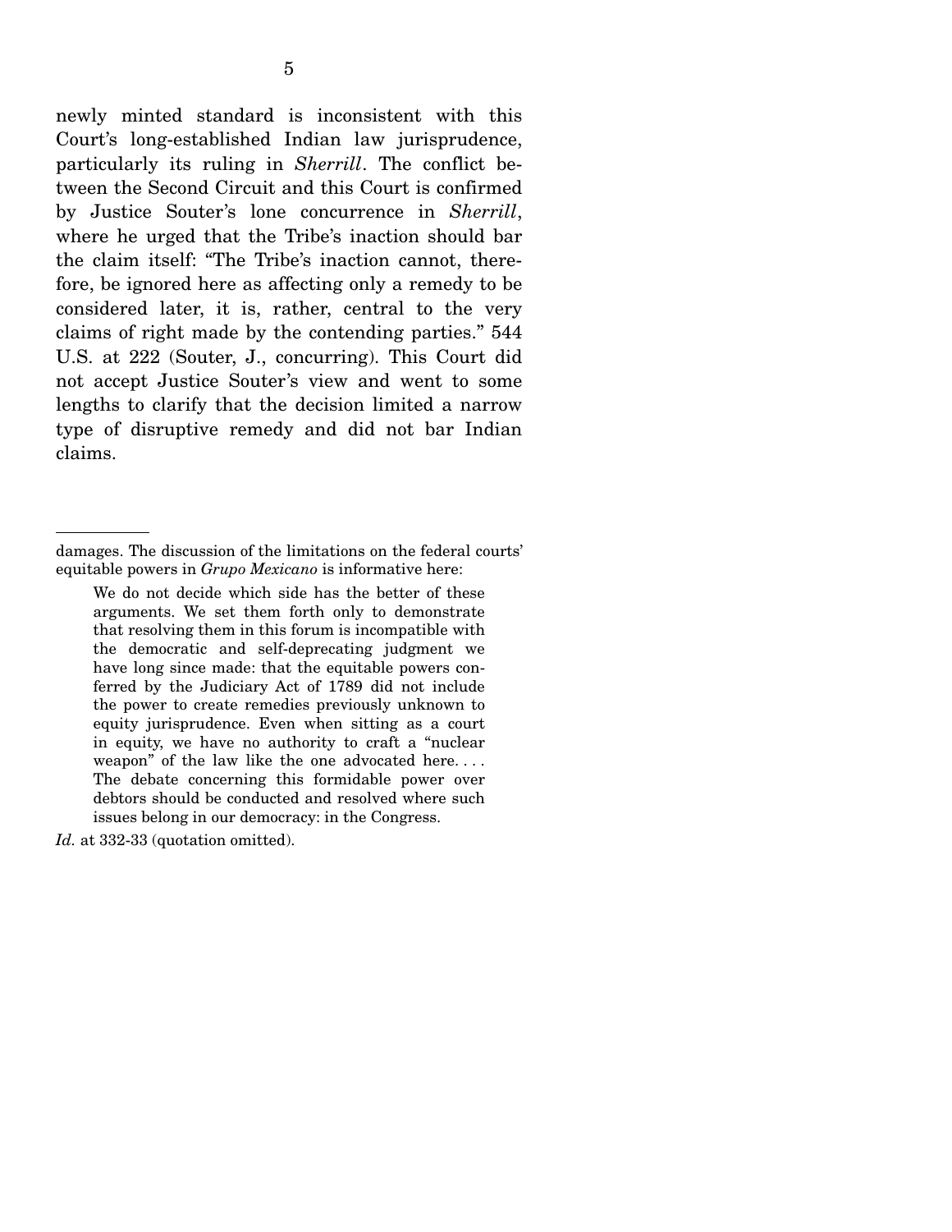newly minted standard is inconsistent with this Court's long-established Indian law jurisprudence, particularly its ruling in *Sherrill*. The conflict between the Second Circuit and this Court is confirmed by Justice Souter's lone concurrence in *Sherrill*, where he urged that the Tribe's inaction should bar the claim itself: "The Tribe's inaction cannot, therefore, be ignored here as affecting only a remedy to be considered later, it is, rather, central to the very claims of right made by the contending parties." 544 U.S. at 222 (Souter, J., concurring). This Court did not accept Justice Souter's view and went to some lengths to clarify that the decision limited a narrow type of disruptive remedy and did not bar Indian claims.

---

damages. The discussion of the limitations on the federal courts' equitable powers in *Grupo Mexicano* is informative here:

> We do not decide which side has the better of these arguments. We set them forth only to demonstrate that resolving them in this forum is incompatible with the democratic and self-deprecating judgment we have long since made: that the equitable powers conferred by the Judiciary Act of 1789 did not include the power to create remedies previously unknown to equity jurisprudence. Even when sitting as a court in equity, we have no authority to craft a "nuclear weapon" of the law like the one advocated here. . . . The debate concerning this formidable power over debtors should be conducted and resolved where such issues belong in our democracy: in the Congress.

*Id.* at 332-33 (quotation omitted).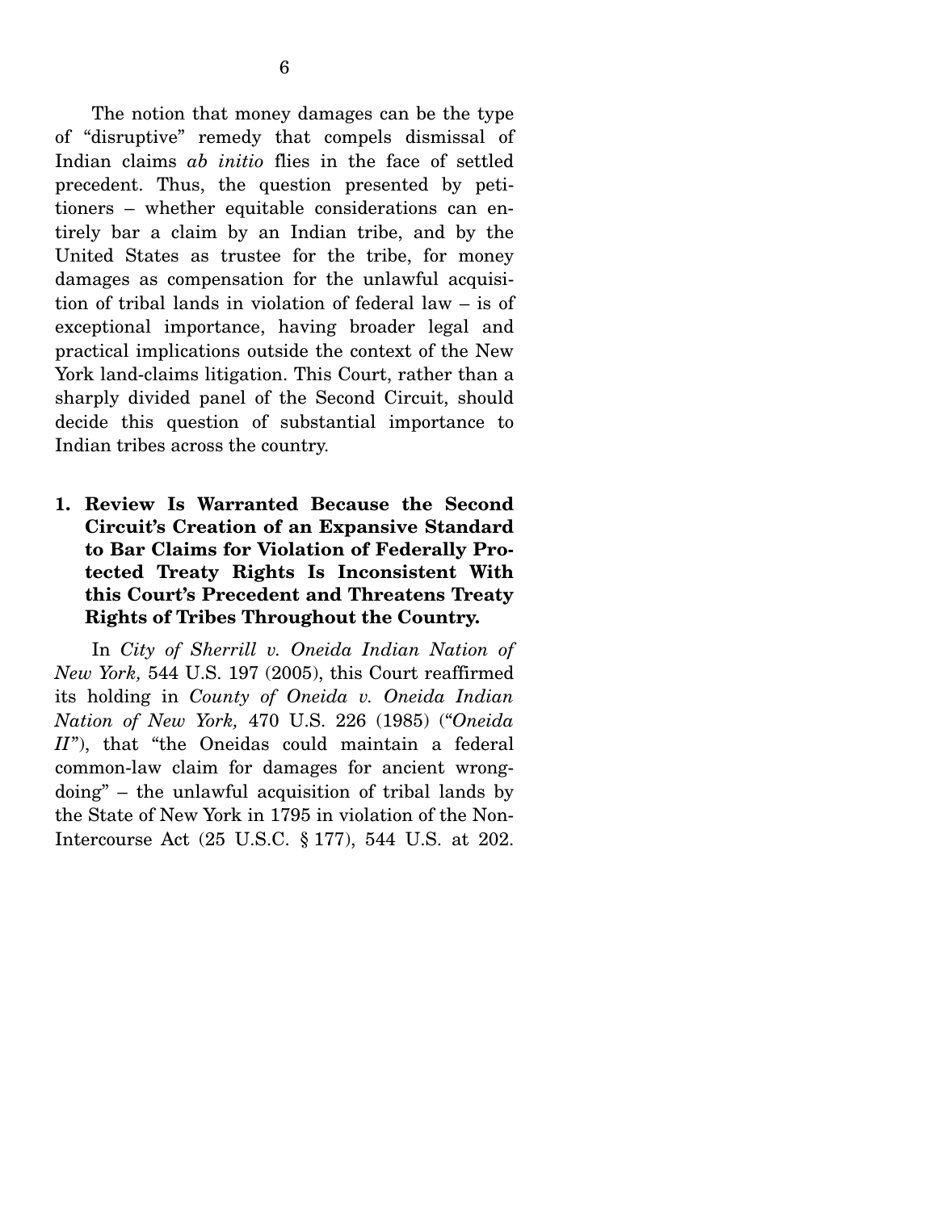The notion that money damages can be the type of "disruptive" remedy that compels dismissal of Indian claims *ab initio* flies in the face of settled precedent. Thus, the question presented by petitioners – whether equitable considerations can entirely bar a claim by an Indian tribe, and by the United States as trustee for the tribe, for money damages as compensation for the unlawful acquisition of tribal lands in violation of federal law – is of exceptional importance, having broader legal and practical implications outside the context of the New York land-claims litigation. This Court, rather than a sharply divided panel of the Second Circuit, should decide this question of substantial importance to Indian tribes across the country.

### 1. Review Is Warranted Because the Second Circuit's Creation of an Expansive Standard to Bar Claims for Violation of Federally Protected Treaty Rights Is Inconsistent With this Court's Precedent and Threatens Treaty Rights of Tribes Throughout the Country.

In *City of Sherrill v. Oneida Indian Nation of New York,* 544 U.S. 197 (2005), this Court reaffirmed its holding in *County of Oneida v. Oneida Indian Nation of New York,* 470 U.S. 226 (1985) ("*Oneida II*"), that "the Oneidas could maintain a federal common-law claim for damages for ancient wrongdoing" – the unlawful acquisition of tribal lands by the State of New York in 1795 in violation of the Non-Intercourse Act (25 U.S.C. § 177), 544 U.S. at 202.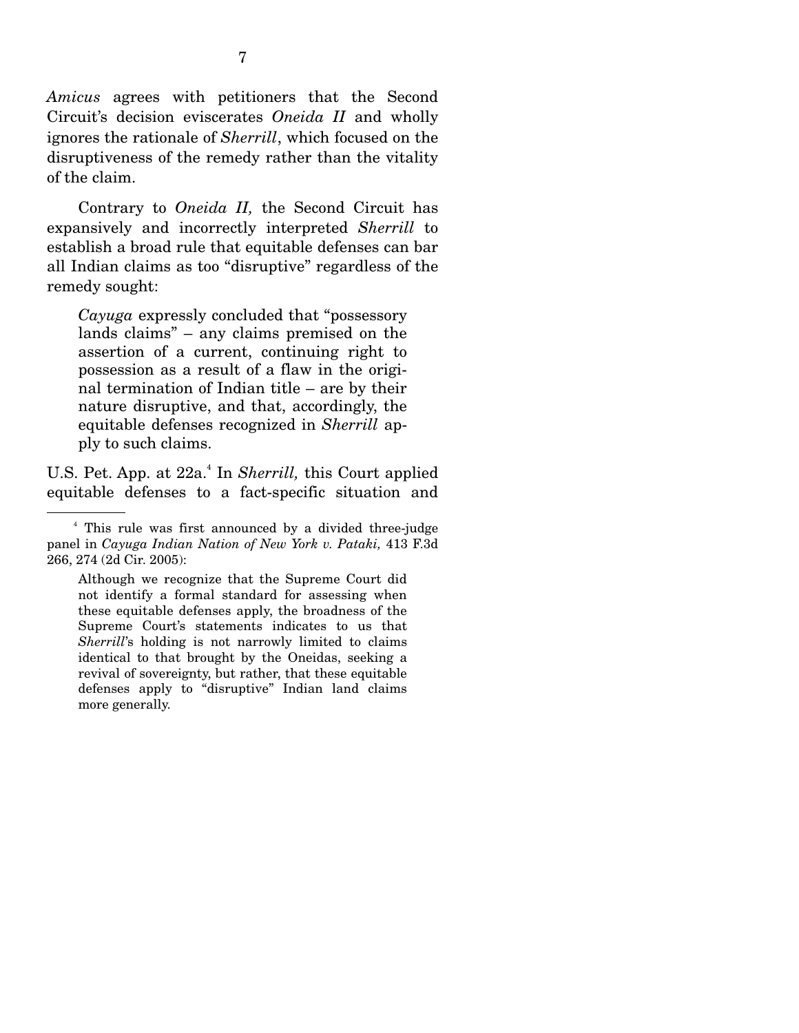*Amicus* agrees with petitioners that the Second Circuit's decision eviscerates *Oneida II* and wholly ignores the rationale of *Sherrill*, which focused on the disruptiveness of the remedy rather than the vitality of the claim.

Contrary to *Oneida II,* the Second Circuit has expansively and incorrectly interpreted *Sherrill* to establish a broad rule that equitable defenses can bar all Indian claims as too "disruptive" regardless of the remedy sought:

> *Cayuga* expressly concluded that "possessory lands claims" – any claims premised on the assertion of a current, continuing right to possession as a result of a flaw in the original termination of Indian title – are by their nature disruptive, and that, accordingly, the equitable defenses recognized in *Sherrill* apply to such claims.

U.S. Pet. App. at 22a.[4] In *Sherrill,* this Court applied equitable defenses to a fact-specific situation and

---

[4] This rule was first announced by a divided three-judge panel in *Cayuga Indian Nation of New York v. Pataki,* 413 F.3d 266, 274 (2d Cir. 2005):

> Although we recognize that the Supreme Court did not identify a formal standard for assessing when these equitable defenses apply, the broadness of the Supreme Court's statements indicates to us that *Sherrill*'s holding is not narrowly limited to claims identical to that brought by the Oneidas, seeking a revival of sovereignty, but rather, that these equitable defenses apply to "disruptive" Indian land claims more generally.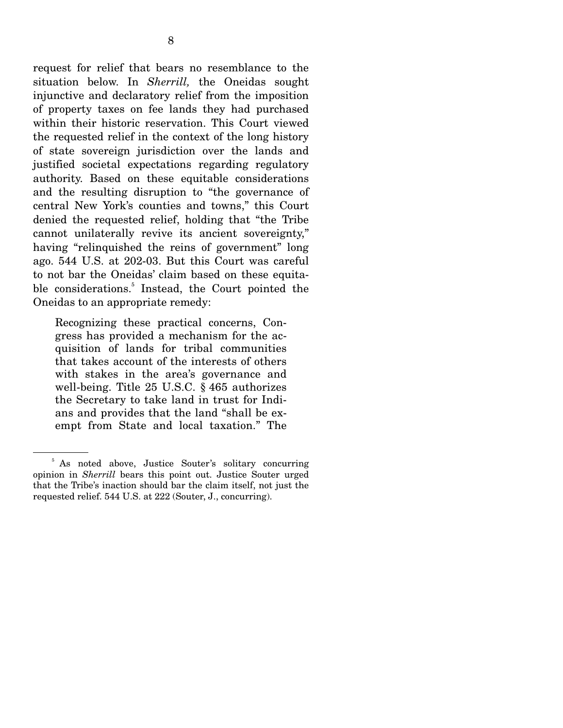request for relief that bears no resemblance to the situation below. In *Sherrill,* the Oneidas sought injunctive and declaratory relief from the imposition of property taxes on fee lands they had purchased within their historic reservation. This Court viewed the requested relief in the context of the long history of state sovereign jurisdiction over the lands and justified societal expectations regarding regulatory authority. Based on these equitable considerations and the resulting disruption to "the governance of central New York's counties and towns," this Court denied the requested relief, holding that "the Tribe cannot unilaterally revive its ancient sovereignty," having "relinquished the reins of government" long ago. 544 U.S. at 202-03. But this Court was careful to not bar the Oneidas' claim based on these equitable considerations.[5] Instead, the Court pointed the Oneidas to an appropriate remedy:

> Recognizing these practical concerns, Congress has provided a mechanism for the acquisition of lands for tribal communities that takes account of the interests of others with stakes in the area's governance and well-being. Title 25 U.S.C. § 465 authorizes the Secretary to take land in trust for Indians and provides that the land "shall be exempt from State and local taxation." The

[5] As noted above, Justice Souter's solitary concurring opinion in *Sherrill* bears this point out. Justice Souter urged that the Tribe's inaction should bar the claim itself, not just the requested relief. 544 U.S. at 222 (Souter, J., concurring).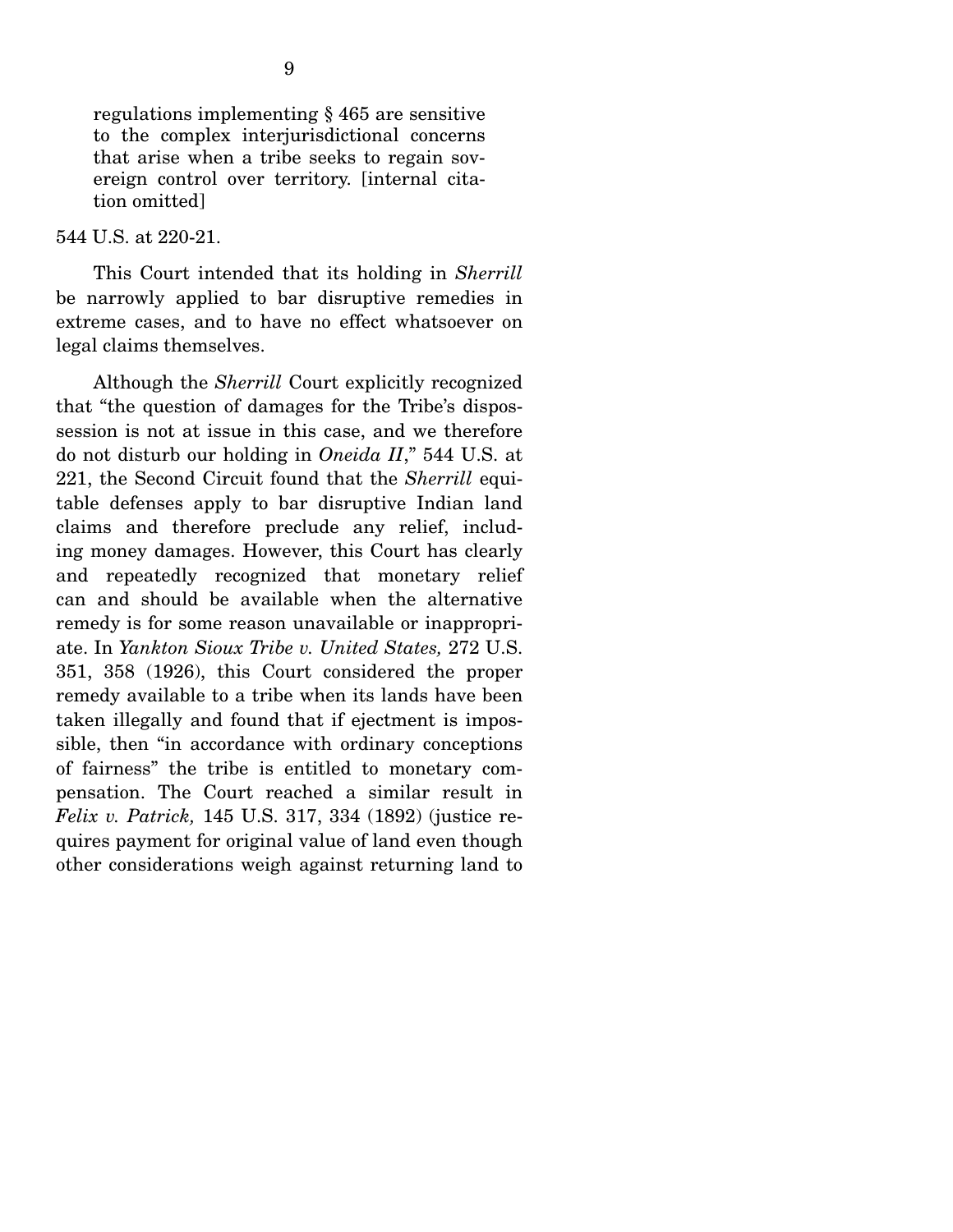> regulations implementing § 465 are sensitive to the complex interjurisdictional concerns that arise when a tribe seeks to regain sovereign control over territory. [internal citation omitted]

544 U.S. at 220-21.

This Court intended that its holding in *Sherrill* be narrowly applied to bar disruptive remedies in extreme cases, and to have no effect whatsoever on legal claims themselves.

Although the *Sherrill* Court explicitly recognized that "the question of damages for the Tribe's dispossession is not at issue in this case, and we therefore do not disturb our holding in *Oneida II*," 544 U.S. at 221, the Second Circuit found that the *Sherrill* equitable defenses apply to bar disruptive Indian land claims and therefore preclude any relief, including money damages. However, this Court has clearly and repeatedly recognized that monetary relief can and should be available when the alternative remedy is for some reason unavailable or inappropriate. In *Yankton Sioux Tribe v. United States,* 272 U.S. 351, 358 (1926), this Court considered the proper remedy available to a tribe when its lands have been taken illegally and found that if ejectment is impossible, then "in accordance with ordinary conceptions of fairness" the tribe is entitled to monetary compensation. The Court reached a similar result in *Felix v. Patrick,* 145 U.S. 317, 334 (1892) (justice requires payment for original value of land even though other considerations weigh against returning land to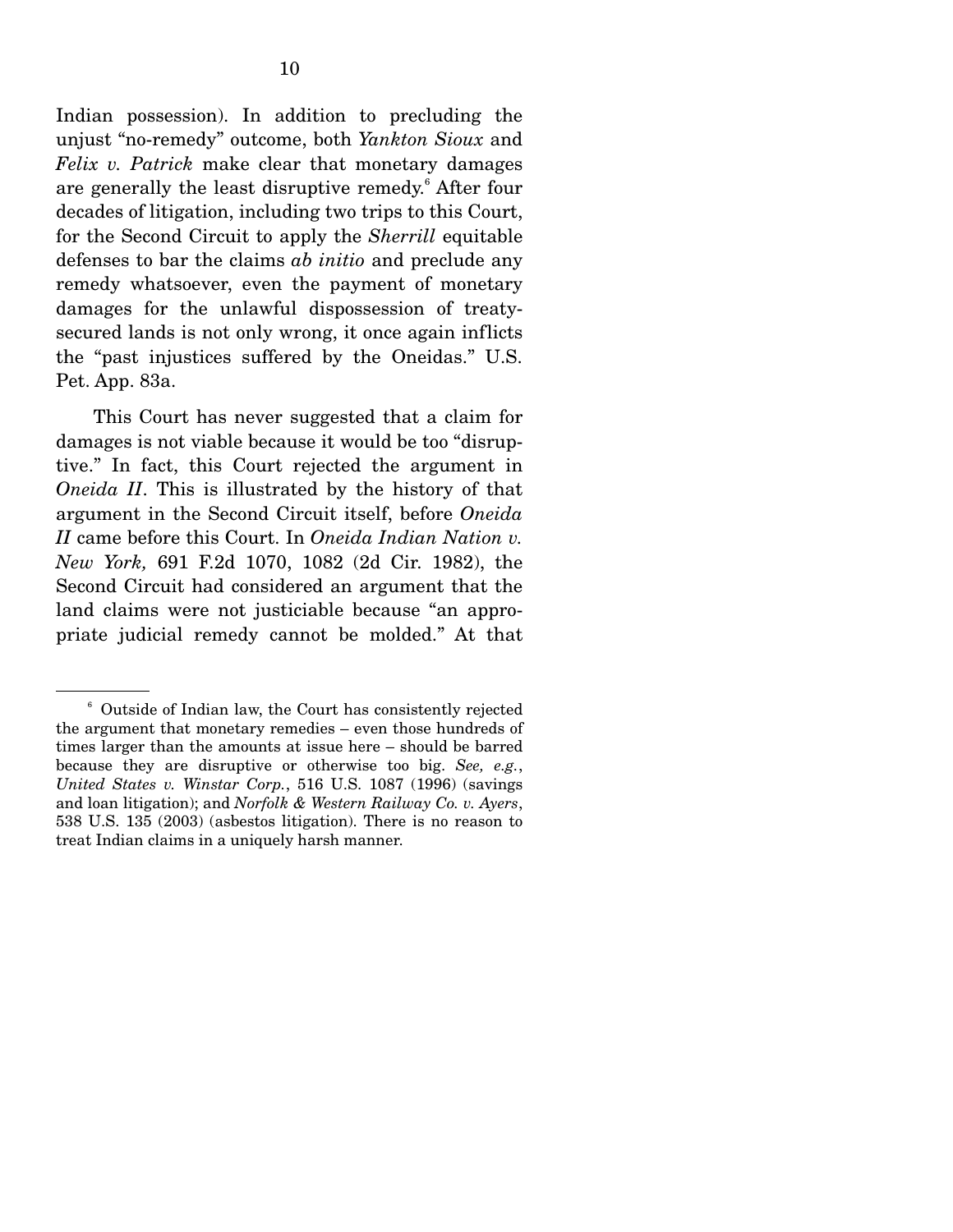Indian possession). In addition to precluding the unjust "no-remedy" outcome, both *Yankton Sioux* and *Felix v. Patrick* make clear that monetary damages are generally the least disruptive remedy.[6] After four decades of litigation, including two trips to this Court, for the Second Circuit to apply the *Sherrill* equitable defenses to bar the claims *ab initio* and preclude any remedy whatsoever, even the payment of monetary damages for the unlawful dispossession of treaty-secured lands is not only wrong, it once again inflicts the "past injustices suffered by the Oneidas." U.S. Pet. App. 83a.

This Court has never suggested that a claim for damages is not viable because it would be too "disruptive." In fact, this Court rejected the argument in *Oneida II*. This is illustrated by the history of that argument in the Second Circuit itself, before *Oneida II* came before this Court. In *Oneida Indian Nation v. New York,* 691 F.2d 1070, 1082 (2d Cir. 1982), the Second Circuit had considered an argument that the land claims were not justiciable because "an appropriate judicial remedy cannot be molded." At that

---

[6] Outside of Indian law, the Court has consistently rejected the argument that monetary remedies – even those hundreds of times larger than the amounts at issue here – should be barred because they are disruptive or otherwise too big. *See, e.g.*, *United States v. Winstar Corp.*, 516 U.S. 1087 (1996) (savings and loan litigation); and *Norfolk & Western Railway Co. v. Ayers*, 538 U.S. 135 (2003) (asbestos litigation). There is no reason to treat Indian claims in a uniquely harsh manner.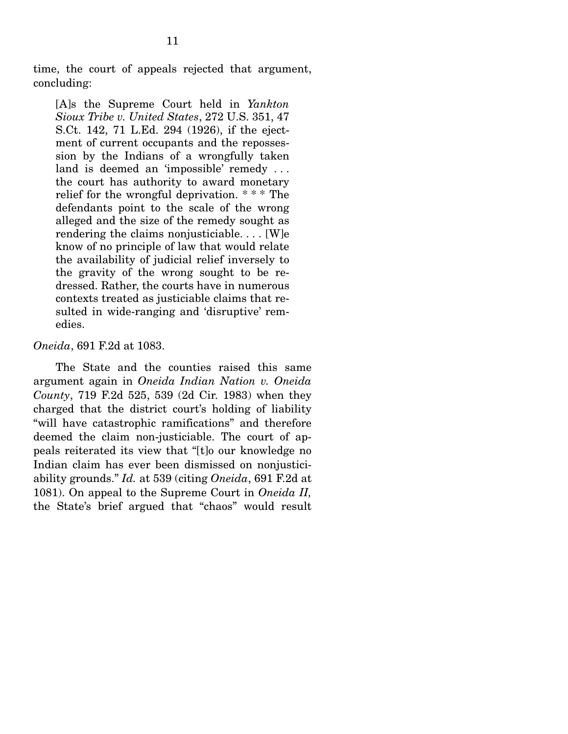time, the court of appeals rejected that argument, concluding:

> [A]s the Supreme Court held in *Yankton Sioux Tribe v. United States*, 272 U.S. 351, 47 S.Ct. 142, 71 L.Ed. 294 (1926), if the ejectment of current occupants and the repossession by the Indians of a wrongfully taken land is deemed an 'impossible' remedy . . . the court has authority to award monetary relief for the wrongful deprivation. * * * The defendants point to the scale of the wrong alleged and the size of the remedy sought as rendering the claims nonjusticiable. . . . [W]e know of no principle of law that would relate the availability of judicial relief inversely to the gravity of the wrong sought to be redressed. Rather, the courts have in numerous contexts treated as justiciable claims that resulted in wide-ranging and 'disruptive' remedies.

*Oneida*, 691 F.2d at 1083.

The State and the counties raised this same argument again in *Oneida Indian Nation v. Oneida County*, 719 F.2d 525, 539 (2d Cir. 1983) when they charged that the district court's holding of liability "will have catastrophic ramifications" and therefore deemed the claim non-justiciable. The court of appeals reiterated its view that "[t]o our knowledge no Indian claim has ever been dismissed on nonjusticiability grounds." *Id.* at 539 (citing *Oneida*, 691 F.2d at 1081). On appeal to the Supreme Court in *Oneida II,* the State's brief argued that "chaos" would result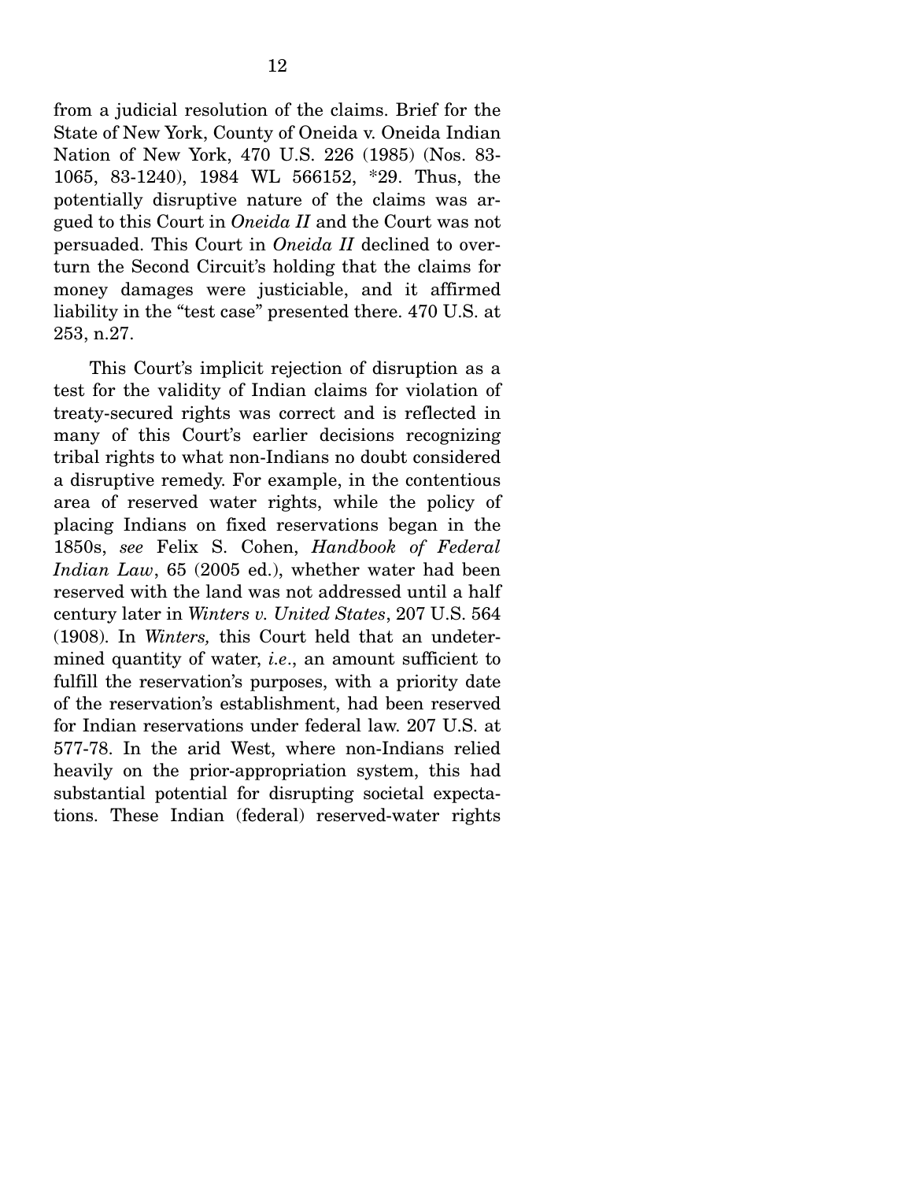from a judicial resolution of the claims. Brief for the State of New York, County of Oneida v. Oneida Indian Nation of New York, 470 U.S. 226 (1985) (Nos. 83-1065, 83-1240), 1984 WL 566152, *29. Thus, the potentially disruptive nature of the claims was argued to this Court in *Oneida II* and the Court was not persuaded. This Court in *Oneida II* declined to overturn the Second Circuit's holding that the claims for money damages were justiciable, and it affirmed liability in the "test case" presented there. 470 U.S. at 253, n.27.

This Court's implicit rejection of disruption as a test for the validity of Indian claims for violation of treaty-secured rights was correct and is reflected in many of this Court's earlier decisions recognizing tribal rights to what non-Indians no doubt considered a disruptive remedy. For example, in the contentious area of reserved water rights, while the policy of placing Indians on fixed reservations began in the 1850s, *see* Felix S. Cohen, *Handbook of Federal Indian Law*, 65 (2005 ed.), whether water had been reserved with the land was not addressed until a half century later in *Winters v. United States*, 207 U.S. 564 (1908). In *Winters,* this Court held that an undetermined quantity of water, *i.e*., an amount sufficient to fulfill the reservation's purposes, with a priority date of the reservation's establishment, had been reserved for Indian reservations under federal law. 207 U.S. at 577-78. In the arid West, where non-Indians relied heavily on the prior-appropriation system, this had substantial potential for disrupting societal expectations. These Indian (federal) reserved-water rights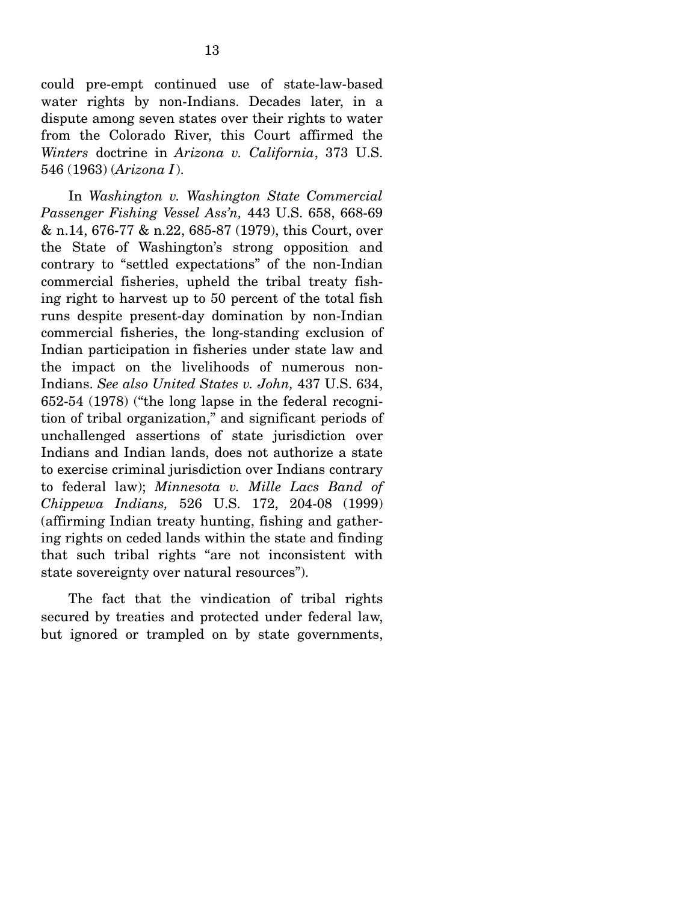could pre-empt continued use of state-law-based water rights by non-Indians. Decades later, in a dispute among seven states over their rights to water from the Colorado River, this Court affirmed the *Winters* doctrine in *Arizona v. California*, 373 U.S. 546 (1963) (*Arizona I*).

In *Washington v. Washington State Commercial Passenger Fishing Vessel Ass'n,* 443 U.S. 658, 668-69 & n.14, 676-77 & n.22, 685-87 (1979), this Court, over the State of Washington's strong opposition and contrary to "settled expectations" of the non-Indian commercial fisheries, upheld the tribal treaty fishing right to harvest up to 50 percent of the total fish runs despite present-day domination by non-Indian commercial fisheries, the long-standing exclusion of Indian participation in fisheries under state law and the impact on the livelihoods of numerous non-Indians. *See also United States v. John,* 437 U.S. 634, 652-54 (1978) ("the long lapse in the federal recognition of tribal organization," and significant periods of unchallenged assertions of state jurisdiction over Indians and Indian lands, does not authorize a state to exercise criminal jurisdiction over Indians contrary to federal law); *Minnesota v. Mille Lacs Band of Chippewa Indians,* 526 U.S. 172, 204-08 (1999) (affirming Indian treaty hunting, fishing and gathering rights on ceded lands within the state and finding that such tribal rights "are not inconsistent with state sovereignty over natural resources").

The fact that the vindication of tribal rights secured by treaties and protected under federal law, but ignored or trampled on by state governments,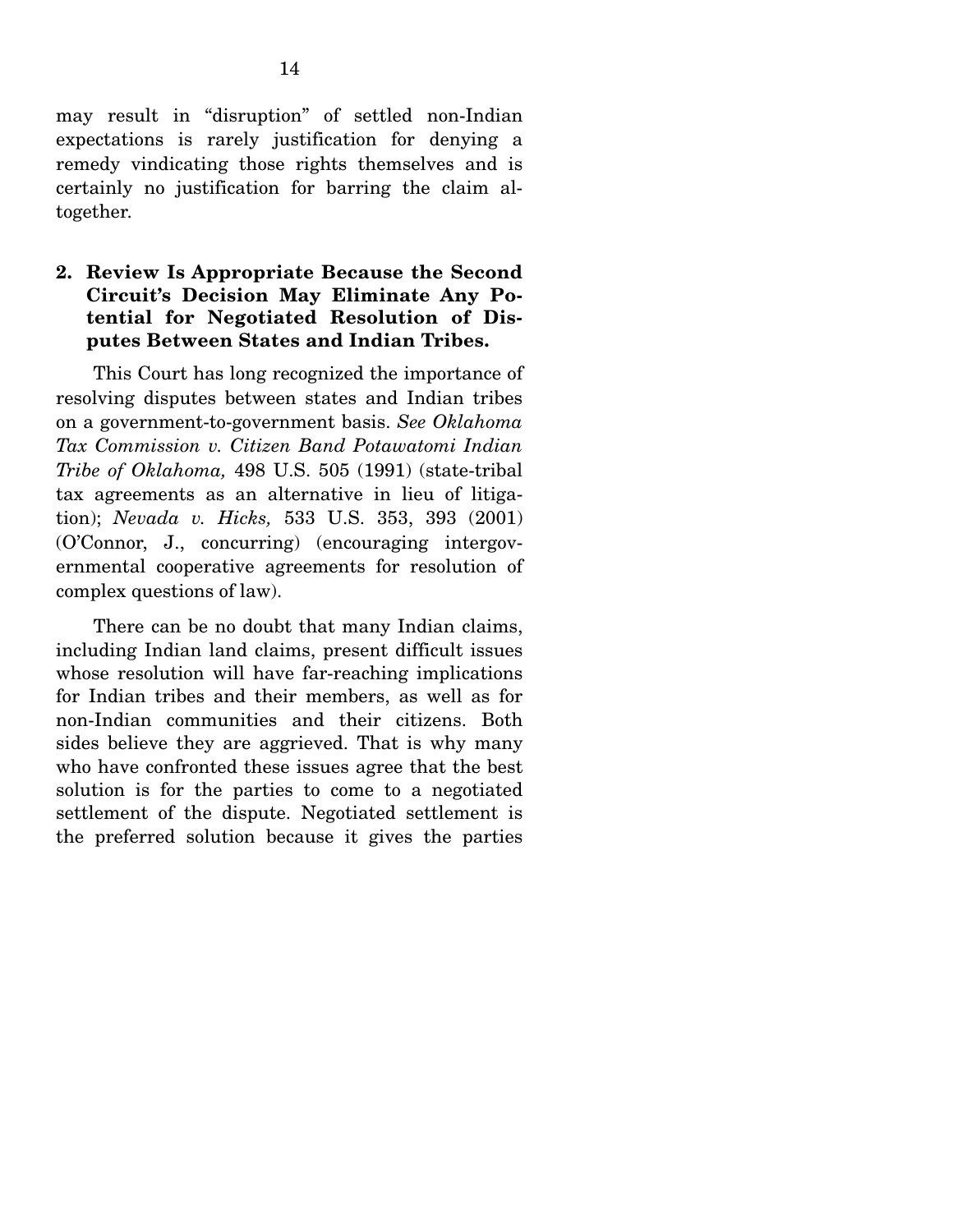may result in "disruption" of settled non-Indian expectations is rarely justification for denying a remedy vindicating those rights themselves and is certainly no justification for barring the claim altogether.

### 2. Review Is Appropriate Because the Second Circuit's Decision May Eliminate Any Potential for Negotiated Resolution of Disputes Between States and Indian Tribes.

This Court has long recognized the importance of resolving disputes between states and Indian tribes on a government-to-government basis. *See Oklahoma Tax Commission v. Citizen Band Potawatomi Indian Tribe of Oklahoma,* 498 U.S. 505 (1991) (state-tribal tax agreements as an alternative in lieu of litigation); *Nevada v. Hicks,* 533 U.S. 353, 393 (2001) (O'Connor, J., concurring) (encouraging intergovernmental cooperative agreements for resolution of complex questions of law).

There can be no doubt that many Indian claims, including Indian land claims, present difficult issues whose resolution will have far-reaching implications for Indian tribes and their members, as well as for non-Indian communities and their citizens. Both sides believe they are aggrieved. That is why many who have confronted these issues agree that the best solution is for the parties to come to a negotiated settlement of the dispute. Negotiated settlement is the preferred solution because it gives the parties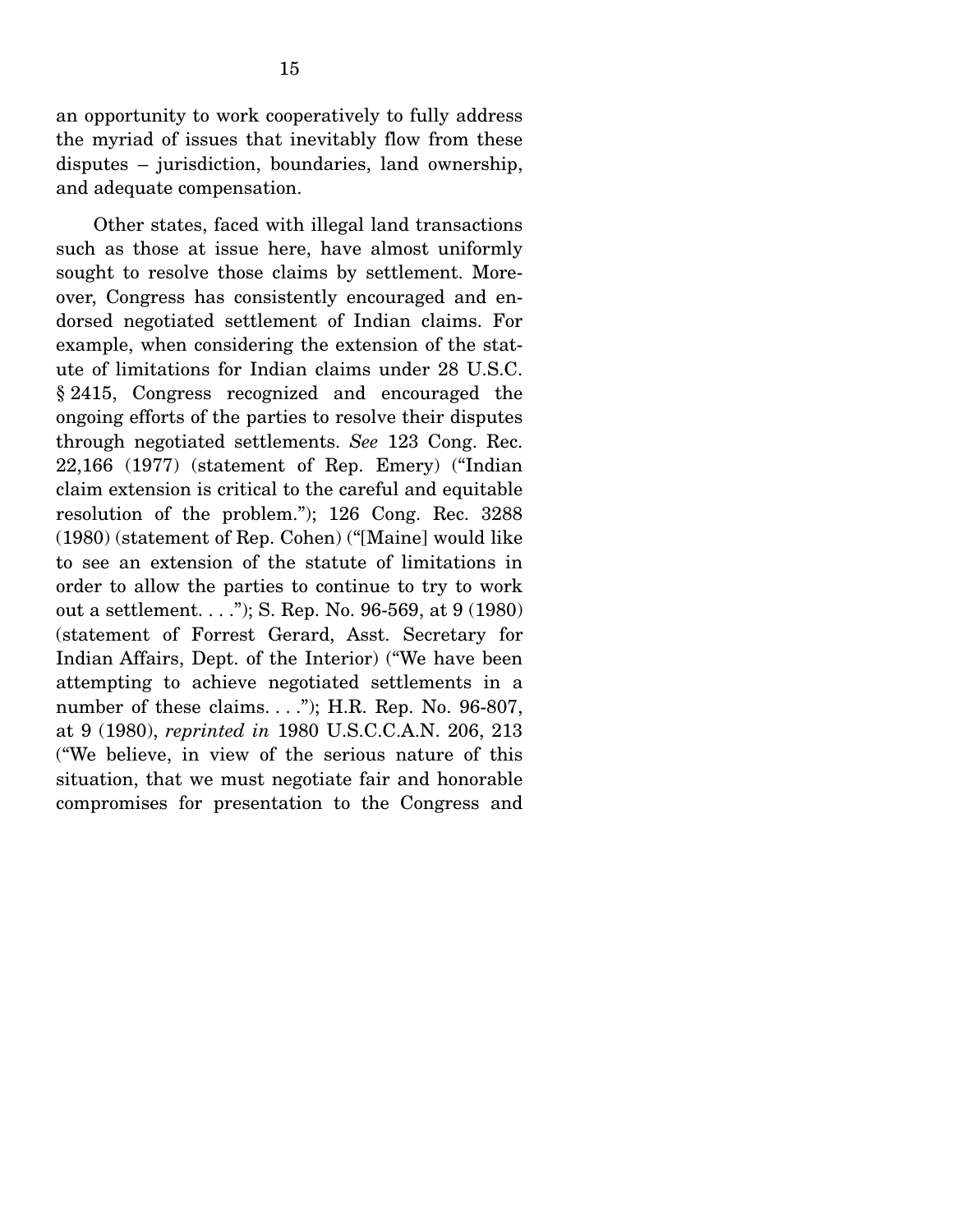an opportunity to work cooperatively to fully address the myriad of issues that inevitably flow from these disputes – jurisdiction, boundaries, land ownership, and adequate compensation.

Other states, faced with illegal land transactions such as those at issue here, have almost uniformly sought to resolve those claims by settlement. Moreover, Congress has consistently encouraged and endorsed negotiated settlement of Indian claims. For example, when considering the extension of the statute of limitations for Indian claims under 28 U.S.C. § 2415, Congress recognized and encouraged the ongoing efforts of the parties to resolve their disputes through negotiated settlements. *See* 123 Cong. Rec. 22,166 (1977) (statement of Rep. Emery) ("Indian claim extension is critical to the careful and equitable resolution of the problem."); 126 Cong. Rec. 3288 (1980) (statement of Rep. Cohen) ("[Maine] would like to see an extension of the statute of limitations in order to allow the parties to continue to try to work out a settlement. . . ."); S. Rep. No. 96-569, at 9 (1980) (statement of Forrest Gerard, Asst. Secretary for Indian Affairs, Dept. of the Interior) ("We have been attempting to achieve negotiated settlements in a number of these claims. . . ."); H.R. Rep. No. 96-807, at 9 (1980), *reprinted in* 1980 U.S.C.C.A.N. 206, 213 ("We believe, in view of the serious nature of this situation, that we must negotiate fair and honorable compromises for presentation to the Congress and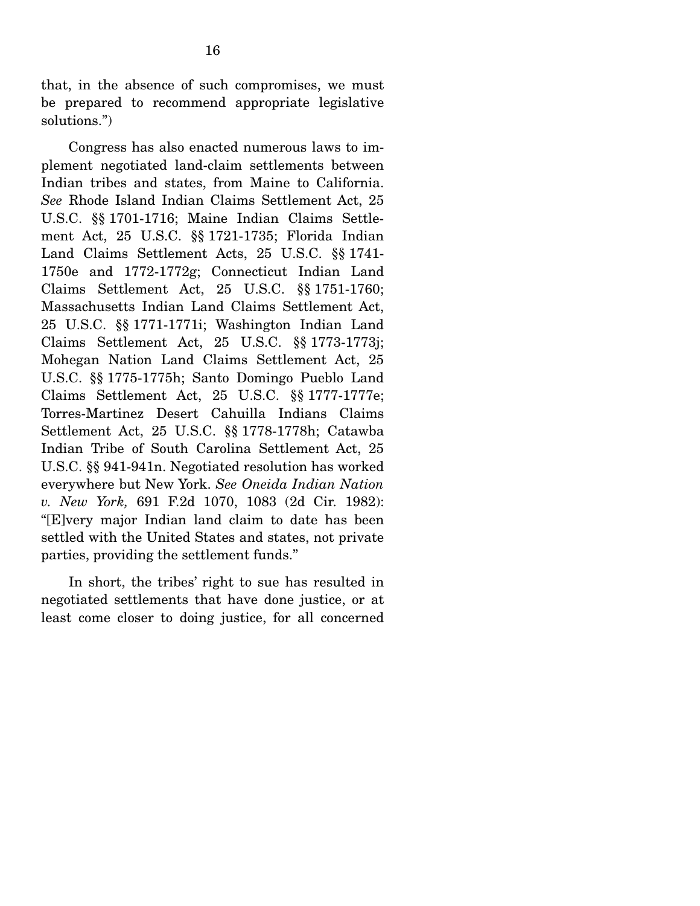that, in the absence of such compromises, we must be prepared to recommend appropriate legislative solutions.")

Congress has also enacted numerous laws to implement negotiated land-claim settlements between Indian tribes and states, from Maine to California. *See* Rhode Island Indian Claims Settlement Act, 25 U.S.C. §§ 1701-1716; Maine Indian Claims Settlement Act, 25 U.S.C. §§ 1721-1735; Florida Indian Land Claims Settlement Acts, 25 U.S.C. §§ 1741-1750e and 1772-1772g; Connecticut Indian Land Claims Settlement Act, 25 U.S.C. §§ 1751-1760; Massachusetts Indian Land Claims Settlement Act, 25 U.S.C. §§ 1771-1771i; Washington Indian Land Claims Settlement Act, 25 U.S.C. §§ 1773-1773j; Mohegan Nation Land Claims Settlement Act, 25 U.S.C. §§ 1775-1775h; Santo Domingo Pueblo Land Claims Settlement Act, 25 U.S.C. §§ 1777-1777e; Torres-Martinez Desert Cahuilla Indians Claims Settlement Act, 25 U.S.C. §§ 1778-1778h; Catawba Indian Tribe of South Carolina Settlement Act, 25 U.S.C. §§ 941-941n. Negotiated resolution has worked everywhere but New York. *See Oneida Indian Nation v. New York,* 691 F.2d 1070, 1083 (2d Cir. 1982): "[E]very major Indian land claim to date has been settled with the United States and states, not private parties, providing the settlement funds."

In short, the tribes' right to sue has resulted in negotiated settlements that have done justice, or at least come closer to doing justice, for all concerned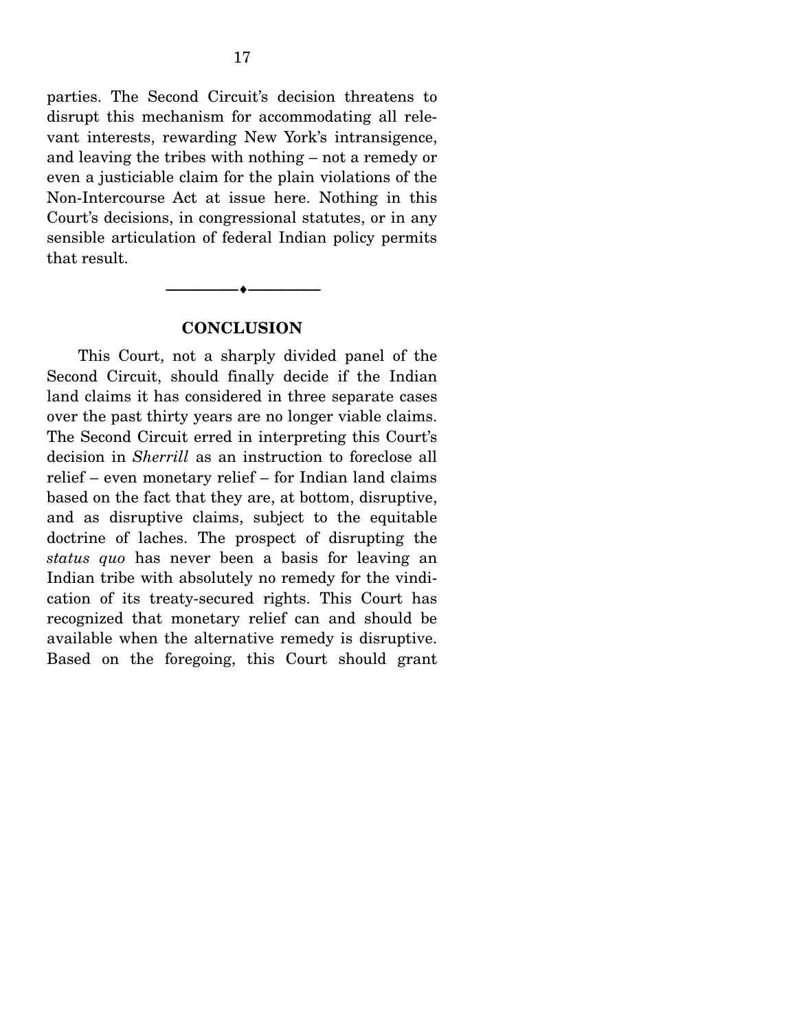parties. The Second Circuit's decision threatens to disrupt this mechanism for accommodating all relevant interests, rewarding New York's intransigence, and leaving the tribes with nothing – not a remedy or even a justiciable claim for the plain violations of the Non-Intercourse Act at issue here. Nothing in this Court's decisions, in congressional statutes, or in any sensible articulation of federal Indian policy permits that result.

---

## CONCLUSION

This Court, not a sharply divided panel of the Second Circuit, should finally decide if the Indian land claims it has considered in three separate cases over the past thirty years are no longer viable claims. The Second Circuit erred in interpreting this Court's decision in *Sherrill* as an instruction to foreclose all relief – even monetary relief – for Indian land claims based on the fact that they are, at bottom, disruptive, and as disruptive claims, subject to the equitable doctrine of laches. The prospect of disrupting the *status quo* has never been a basis for leaving an Indian tribe with absolutely no remedy for the vindication of its treaty-secured rights. This Court has recognized that monetary relief can and should be available when the alternative remedy is disruptive. Based on the foregoing, this Court should grant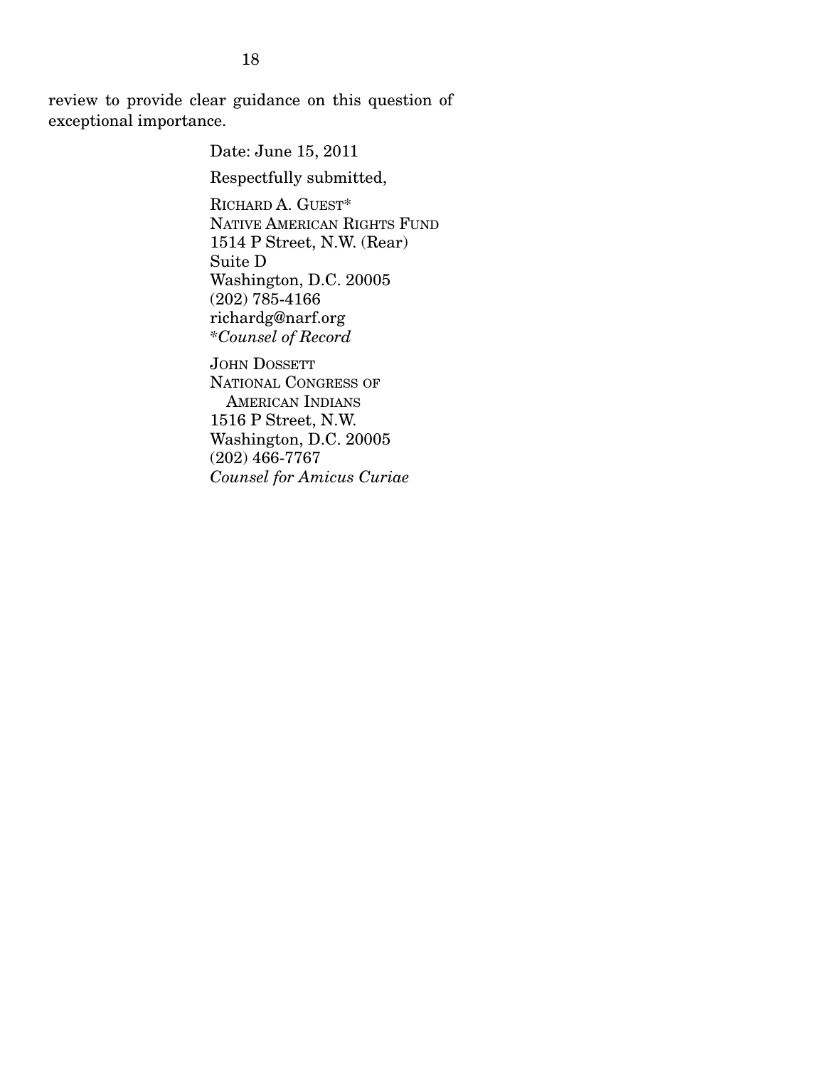review to provide clear guidance on this question of exceptional importance.

Date: June 15, 2011

Respectfully submitted,

RICHARD A. GUEST*
NATIVE AMERICAN RIGHTS FUND
1514 P Street, N.W. (Rear)
Suite D
Washington, D.C. 20005
(202) 785-4166
richardg@narf.org
**Counsel of Record*

JOHN DOSSETT
NATIONAL CONGRESS OF
AMERICAN INDIANS
1516 P Street, N.W.
Washington, D.C. 20005
(202) 466-7767
*Counsel for Amicus Curiae*